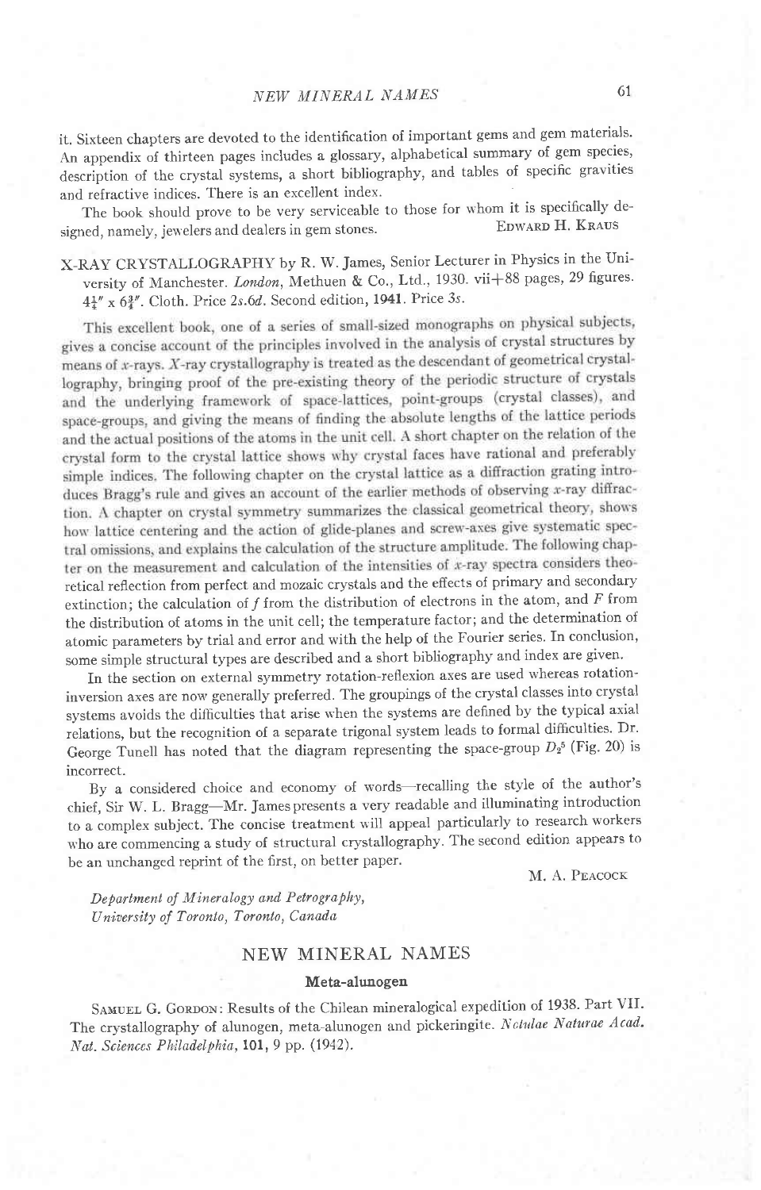it. Sixteen chapters are devoted to the identification of important gems and gem materials. An appendix of thirteen pages includes a glossary, alphabetical summary of gem species, description of the crystal systems, a short bibliography, and tables of specific gravities and refractive indices. There is an excellent index.

The book should prove to be very serviceable to those for whom it is specifically designed, namely, jewelers and dealers in gem stones.

EDWARD H. KRAUS

X-RAY CRYSTALLOGRAPHY by R. W. James, Senior Lecturer in Physics in the University of Manchester. *London*, Methuen & Co., Ltd., 1930. vii+88 pages, 29 figures. $4\frac{1}{4}'' \times 6\frac{3}{4}''$. Cloth. Price 2*s*.6*d*. Second edition, **1941**. Price 3*s*.

This excellent book, one of a series of small-sized monographs on physical subjects, gives a concise account of the principles involved in the analysis of crystal structures by means of *x*-rays. *X*-ray crystallography is treated as the descendant of geometrical crystallography, bringing proof of the theory of the periodic structure of crystals and the underlying framework of space-lattices, point-groups (crystal classes), and space-groups, and giving the means of finding the absolute lengths of the lattice periods and the actual positions of the atoms in the unit cell. A short chapter on the relation of the crystal form to the crystal lattice shows why crystal faces have rational and preferably simple indices. The following chapter on the crystal lattice as a diffraction grating introduces Bragg's rule and gives an account of the earlier methods of observing *x*-ray diffraction. A chapter on crystal symmetry summarizes the classical geometrical theory, shows how lattice centering and the action of glide-planes and screw-axes give systematic spectral omissions, and explains the calculation of the structure amplitude. The following chapter on the measurement and calculation of the intensities of *x*-ray spectra considers theoretical reflection from perfect and mozaic crystals and the effects of primary and secondary extinction; the calculation of $f$ from the distribution of electrons in the atom, and $F$ from the distribution of atoms in the unit cell; the temperature factor; and the determination of atomic parameters by trial and error and with the help of the Fourier series. In conclusion, some simple structural types are described and a short bibliography and index are given.

In the section on external symmetry rotation-reflexion axes are used whereas rotation-inversion axes are now generally preferred. The groupings of the crystal classes into crystal systems avoids the difficulties that arise when the systems are defined by the typical axial relations, but the recognition of a separate trigonal system leads to formal difficulties. Dr. George Tunell has noted that the diagram representing the space-group $D_2^5$ (Fig. 20) is incorrect.

By a considered choice and economy of words—recalling the style of the author's chief, Sir W. L. Bragg—Mr. James presents a very readable and illuminating introduction to a complex subject. The concise treatment will appeal particularly to research workers who are commencing a study of structural crystallography. The second edition appears to be an unchanged reprint of the first, on better paper.

M. A. PEACOCK

*Department of Mineralogy and Petrography,*
*University of Toronto, Toronto, Canada*

## NEW MINERAL NAMES

### Meta-alunogen

SAMUEL G. GORDON: Results of the Chilean mineralogical expedition of 1938. Part VII. The crystallography of alunogen, meta-alunogen and pickeringite. *Notulae Naturae Acad. Nat. Sciences Philadelphia*, **101**, 9 pp. (1942).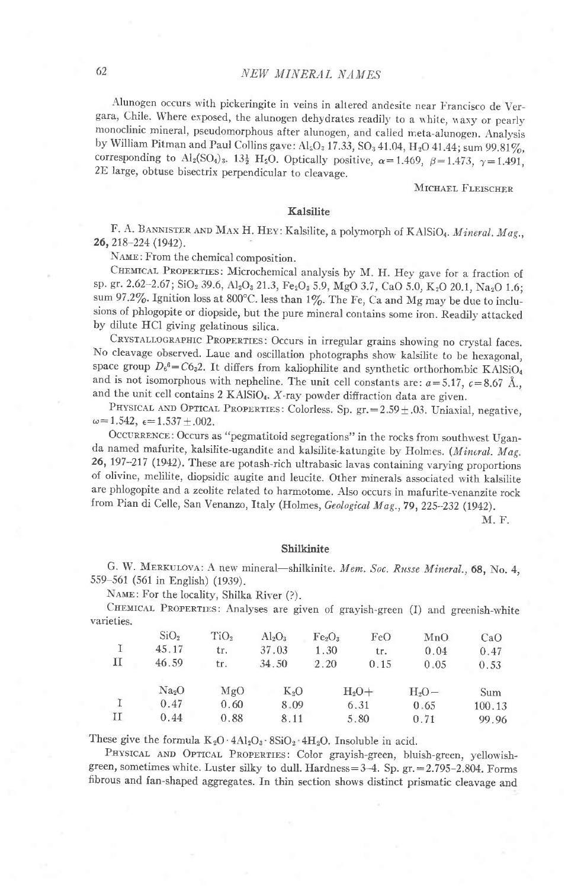Alunogen occurs with pickeringite in veins in altered andesite near Francisco de Vergara, Chile. Where exposed, the alunogen dehydrates readily to a white, waxy or pearly monoclinic mineral, pseudomorphous after alunogen, and called meta-alunogen. Analysis by William Pitman and Paul Collins gave: $Al_2O_3$ 17.33, $SO_3$ 41.04, $H_2O$ 41.44; sum 99.81%, corresponding to $Al_2(SO_4)_3 \cdot 13\frac{1}{2} H_2O$. Optically positive, $\alpha = 1.469$, $\beta = 1.473$, $\gamma = 1.491$, 2E large, obtuse bisectrix perpendicular to cleavage.

MICHAEL FLEISCHER

### Kalsilite

F. A. BANNISTER AND MAX H. HEY: Kalsilite, a polymorph of $KAlSiO_4$. *Mineral. Mag.*, **26**, 218–224 (1942).

NAME: From the chemical composition.

CHEMICAL PROPERTIES: Microchemical analysis by M. H. Hey gave for a fraction of sp. gr. 2.62–2.67; $SiO_2$ 39.6, $Al_2O_3$ 21.3, $Fe_2O_3$ 5.9, MgO 3.7, CaO 5.0, $K_2O$ 20.1, $Na_2O$ 1.6; sum 97.2%. Ignition loss at 800°C. less than 1%. The Fe, Ca and Mg may be due to inclusions of phlogopite or diopside, but the pure mineral contains some iron. Readily attacked by dilute HCl giving gelatinous silica.

CRYSTALLOGRAPHIC PROPERTIES: Occurs in irregular grains showing no crystal faces. No cleavage observed. Laue and oscillation photographs show kalsilite to be hexagonal, space group $D_6^6 = C6_32$. It differs from kaliophilite and synthetic orthorhombic $KAlSiO_4$ and is not isomorphous with nepheline. The unit cell constants are: $a = 5.17$, $c = 8.67$ Å., and the unit cell contains 2 $KAlSiO_4$. *X*-ray powder diffraction data are given.

PHYSICAL AND OPTICAL PROPERTIES: Colorless. Sp. gr. = 2.59 ± .03. Uniaxial, negative, $\omega = 1.542$, $\epsilon = 1.537 \pm .002$.

OCCURRENCE: Occurs as "pegmatitoid segregations" in the rocks from southwest Uganda named mafurite, kalsilite-ugandite and kalsilite-katungite by Holmes. (*Mineral. Mag.* **26**, 197–217 (1942). These are potash-rich ultrabasic lavas containing varying proportions of olivine, melilite, diopsidic augite and leucite. Other minerals associated with kalsilite are phlogopite and a zeolite related to harmotome. Also occurs in mafurite-venanzite rock from Pian di Celle, San Venanzo, Italy (Holmes, *Geological Mag.*, **79**, 225–232 (1942).

M. F.

### Shilkinite

G. W. MERKULOVA: A new mineral—shilkinite. *Mem. Soc. Russe Mineral.*, **68**, No. 4, 559–561 (561 in English) (1939).

NAME: For the locality, Shilka River (?).

CHEMICAL PROPERTIES: Analyses are given of grayish-green (I) and greenish-white varieties.

| | $SiO_2$ | $TiO_2$ | $Al_2O_3$ | $Fe_2O_3$ | FeO | MnO | CaO |
|---|---|---|---|---|---|---|---|
| I | 45.17 | tr. | 37.03 | 1.30 | tr. | 0.04 | 0.47 |
| II | 46.59 | tr. | 34.50 | 2.20 | 0.15 | 0.05 | 0.53 |

| | $Na_2O$ | MgO | $K_2O$ | $H_2O+$ | $H_2O-$ | Sum |
|---|---|---|---|---|---|---|
| I | 0.47 | 0.60 | 8.09 | 6.31 | 0.65 | 100.13 |
| II | 0.44 | 0.88 | 8.11 | 5.80 | 0.71 | 99.96 |

These give the formula $K_2O \cdot 4Al_2O_3 \cdot 8SiO_2 \cdot 4H_2O$. Insoluble in acid.

PHYSICAL AND OPTICAL PROPERTIES: Color grayish-green, bluish-green, yellowish-green, sometimes white. Luster silky to dull. Hardness = 3–4. Sp. gr. = 2.795–2.804. Forms fibrous and fan-shaped aggregates. In thin section shows distinct prismatic cleavage and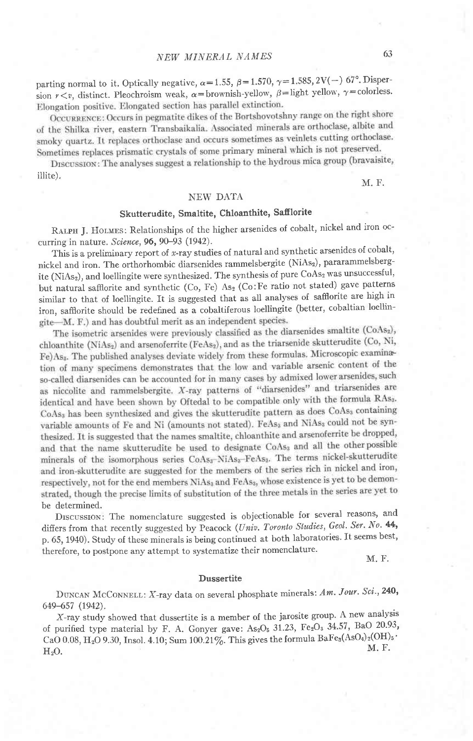parting normal to it. Optically negative, $\alpha = 1.55$, $\beta = 1.570$, $\gamma = 1.585$, $2V(-)$ 67°. Dispersion $r < v$, distinct. Pleochroism weak, $\alpha$ = brownish-yellow, $\beta$ = light yellow, $\gamma$ = colorless. Elongation positive. Elongated section has parallel extinction.

OCCURRENCE: Occurs in pegmatite dikes of the Bortshovotshny range on the right shore of the Shilka river, eastern Transbaikalia. Associated minerals are orthoclase, albite and smoky quartz. It replaces orthoclase and occurs sometimes as veinlets cutting orthoclase. Sometimes replaces prismatic crystals of some primary mineral which is not preserved.

DISCUSSION: The analyses suggest a relationship to the hydrous mica group (bravaisite, illite).

M. F.

## NEW DATA

### Skutterudite, Smaltite, Chloanthite, Safflorite

RALPH J. HOLMES: Relationships of the higher arsenides of cobalt, nickel and iron occurring in nature. *Science*, **96**, 90–93 (1942).

This is a preliminary report of *x*-ray studies of natural and synthetic arsenides of cobalt, nickel and iron. The orthorhombic diarsenides rammelsbergite ($NiAs_2$), pararammelsbergite ($NiAs_2$), and loellingite were synthesized. The synthesis of pure $CoAs_2$ was unsuccessful, but natural safflorite and synthetic $(Co, Fe) As_2$ (Co:Fe ratio not stated) gave patterns similar to that of loellingite. It is suggested that as all analyses of safflorite are high in iron, safflorite should be redefined as a cobaltiferous loellingite (better, cobaltian loellingite—M. F.) and has doubtful merit as an independent species.

The isometric arsenides were previously classified as the diarsenides smaltite ($CoAs_2$), chloanthite ($NiAs_2$) and arsenoferrite ($FeAs_2$), and as the triarsenide skutterudite $(Co, Ni, Fe)As_3$. The published analyses deviate widely from these formulas. Microscopic examination of many specimens demonstrates that the low and variable arsenic content of the so-called diarsenides can be accounted for in many cases by admixed lower arsenides, such as niccolite and rammelsbergite. *X*-ray patterns of "diarsenides" and triarsenides are identical and have been shown by Oftedal to be compatible only with the formula $RAs_3$. $CoAs_3$ has been synthesized and gives the skutterudite pattern as does $CoAs_3$ containing variable amounts of Fe and Ni (amounts not stated). $FeAs_3$ and $NiAs_3$ could not be synthesized. It is suggested that the names smaltite, chloanthite and arsenoferrite be dropped, and that the name skutterudite be used to designate $CoAs_3$ and all the other possible minerals of the isomorphous series $CoAs_3$–$NiAs_3$–$FeAs_3$. The terms nickel-skutterudite and iron-skutterudite are suggested for the members of the series rich in nickel and iron, respectively, not for the end members $NiAs_3$ and $FeAs_3$, whose existence is yet to be demonstrated, though the precise limits of substitution of the three metals in the series are yet to be determined.

DISCUSSION: The nomenclature suggested is objectionable for several reasons, and differs from that recently suggested by Peacock (*Univ. Toronto Studies, Geol. Ser. No.* **44**, p. 65, 1940). Study of these minerals is being continued at both laboratories. It seems best, therefore, to postpone any attempt to systematize their nomenclature.

M. F.

### Dussertite

DUNCAN MCCONNELL: *X*-ray data on several phosphate minerals: *Am. Jour. Sci.*, **240**, 649–657 (1942).

*X*-ray study showed that dussertite is a member of the jarosite group. A new analysis of purified type material by F. A. Gonyer gave: $As_2O_5$ 31.23, $Fe_2O_3$ 34.57, BaO 20.93, CaO 0.08, $H_2O$ 9.30, Insol. 4.10; Sum 100.21%. This gives the formula $BaFe_3(AsO_4)_2(OH)_5 \cdot H_2O$.

M. F.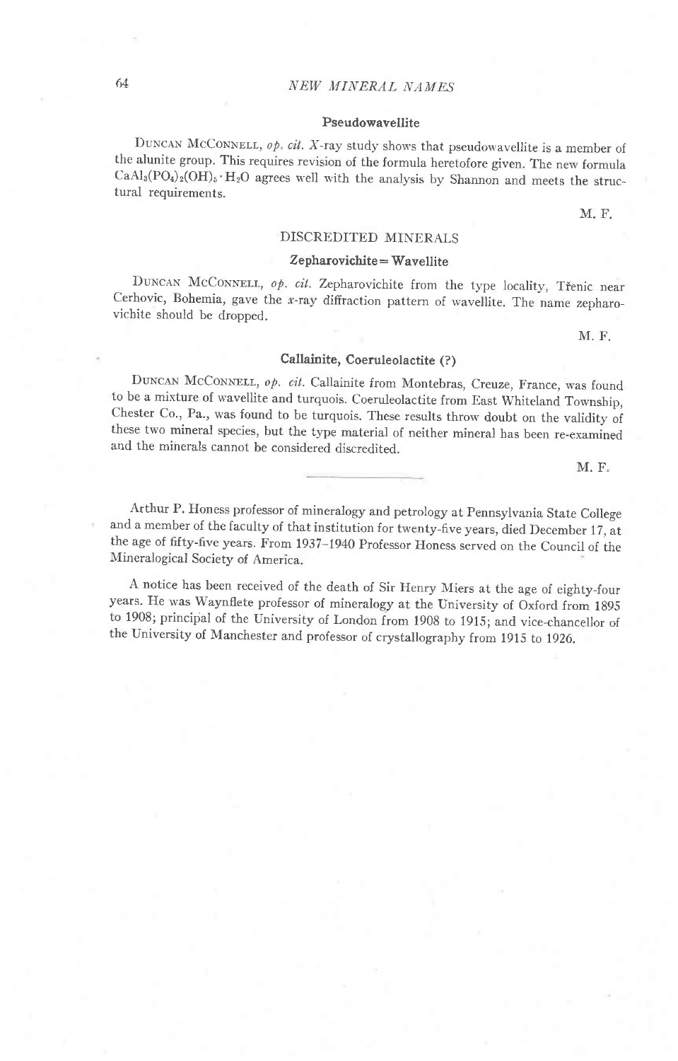### Pseudowavellite

Duncan McConnell, *op. cit.* *X*-ray study shows that pseudowavellite is a member of the alunite group. This requires revision of the formula heretofore given. The new formula $CaAl_3(PO_4)_2(OH)_5 \cdot H_2O$ agrees well with the analysis by Shannon and meets the structural requirements.

M. F.

## DISCREDITED MINERALS

### Zepharovichite = Wavellite

Duncan McConnell, *op. cit.* Zepharovichite from the type locality, Třenic near Cerhovic, Bohemia, gave the *x*-ray diffraction pattern of wavellite. The name zepharovichite should be dropped.

M. F.

### Callainite, Coeruleolactite (?)

Duncan McConnell, *op. cit.* Callainite from Montebras, Creuze, France, was found to be a mixture of wavellite and turquois. Coeruleolactite from East Whiteland Township, Chester Co., Pa., was found to be turquois. These results throw doubt on the validity of these two mineral species, but the type material of neither mineral has been re-examined and the minerals cannot be considered discredited.

M. F.

---

Arthur P. Honess professor of mineralogy and petrology at Pennsylvania State College and a member of the faculty of that institution for twenty-five years, died December 17, at the age of fifty-five years. From 1937–1940 Professor Honess served on the Council of the Mineralogical Society of America.

A notice has been received of the death of Sir Henry Miers at the age of eighty-four years. He was Waynflete professor of mineralogy at the University of Oxford from 1895 to 1908; principal of the University of London from 1908 to 1915; and vice-chancellor of the University of Manchester and professor of crystallography from 1915 to 1926.